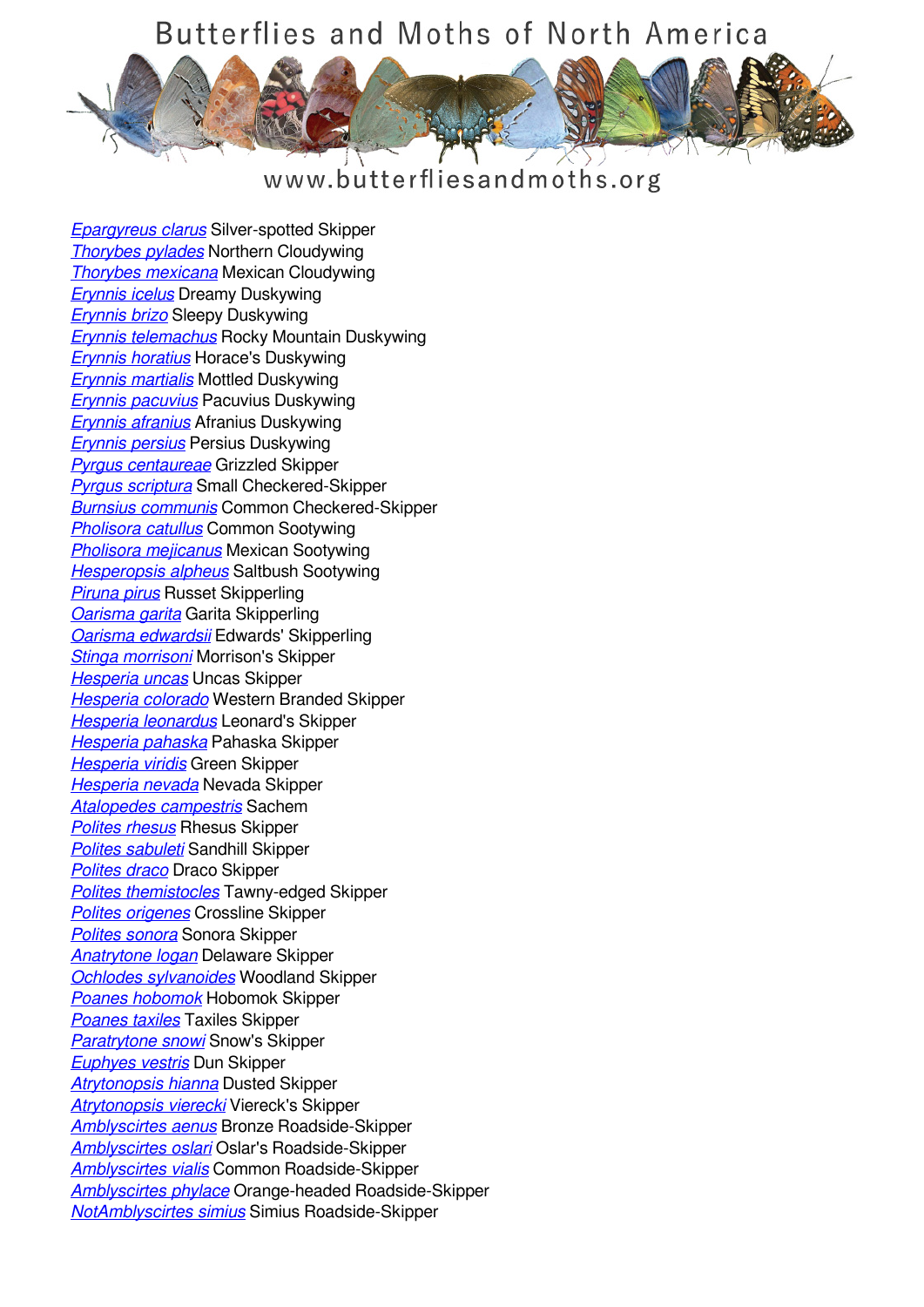# Butterflies and Moths of North America

www.butterfliesandmoths.org

*Epargyreus clarus* Silver-spotted Skipper
*Thorybes pylades* Northern Cloudywing
*Thorybes mexicana* Mexican Cloudywing
*Erynnis icelus* Dreamy Duskywing
*Erynnis brizo* Sleepy Duskywing
*Erynnis telemachus* Rocky Mountain Duskywing
*Erynnis horatius* Horace's Duskywing
*Erynnis martialis* Mottled Duskywing
*Erynnis pacuvius* Pacuvius Duskywing
*Erynnis afranius* Afranius Duskywing
*Erynnis persius* Persius Duskywing
*Pyrgus centaureae* Grizzled Skipper
*Pyrgus scriptura* Small Checkered-Skipper
*Burnsius communis* Common Checkered-Skipper
*Pholisora catullus* Common Sootywing
*Pholisora mejicanus* Mexican Sootywing
*Hesperopsis alpheus* Saltbush Sootywing
*Piruna pirus* Russet Skipperling
*Oarisma garita* Garita Skipperling
*Oarisma edwardsii* Edwards' Skipperling
*Stinga morrisoni* Morrison's Skipper
*Hesperia uncas* Uncas Skipper
*Hesperia colorado* Western Branded Skipper
*Hesperia leonardus* Leonard's Skipper
*Hesperia pahaska* Pahaska Skipper
*Hesperia viridis* Green Skipper
*Hesperia nevada* Nevada Skipper
*Atalopedes campestris* Sachem
*Polites rhesus* Rhesus Skipper
*Polites sabuleti* Sandhill Skipper
*Polites draco* Draco Skipper
*Polites themistocles* Tawny-edged Skipper
*Polites origenes* Crossline Skipper
*Polites sonora* Sonora Skipper
*Anatrytone logan* Delaware Skipper
*Ochlodes sylvanoides* Woodland Skipper
*Poanes hobomok* Hobomok Skipper
*Poanes taxiles* Taxiles Skipper
*Paratrytone snowi* Snow's Skipper
*Euphyes vestris* Dun Skipper
*Atrytonopsis hianna* Dusted Skipper
*Atrytonopsis vierecki* Viereck's Skipper
*Amblyscirtes aenus* Bronze Roadside-Skipper
*Amblyscirtes oslari* Oslar's Roadside-Skipper
*Amblyscirtes vialis* Common Roadside-Skipper
*Amblyscirtes phylace* Orange-headed Roadside-Skipper
*NotAmblyscirtes simius* Simius Roadside-Skipper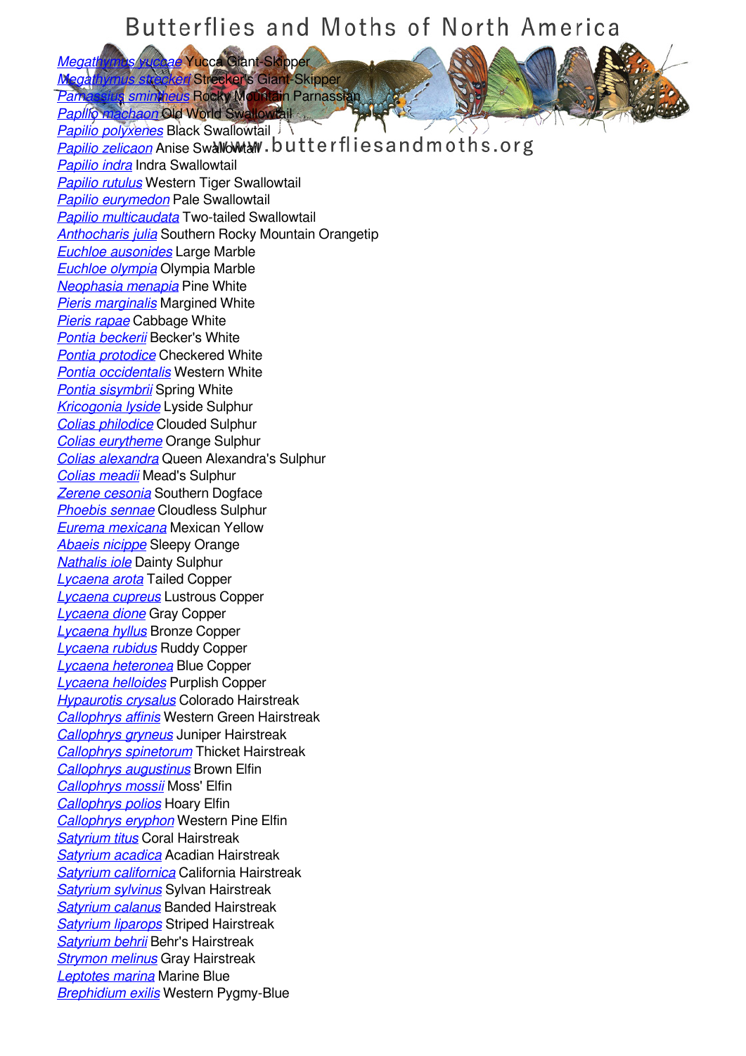*Megathymus yuccae* Yucca Giant-Skipper
*Megathymus streckeri* Strecker's Giant-Skipper
*Parnassius smintheus* Rocky Mountain Parnassian
*Papilio machaon* Old World Swallowtail
*Papilio polyxenes* Black Swallowtail
*Papilio zelicaon* Anise Swallowtail
*Papilio indra* Indra Swallowtail
*Papilio rutulus* Western Tiger Swallowtail
*Papilio eurymedon* Pale Swallowtail
*Papilio multicaudata* Two-tailed Swallowtail
*Anthocharis julia* Southern Rocky Mountain Orangetip
*Euchloe ausonides* Large Marble
*Euchloe olympia* Olympia Marble
*Neophasia menapia* Pine White
*Pieris marginalis* Margined White
*Pieris rapae* Cabbage White
*Pontia beckerii* Becker's White
*Pontia protodice* Checkered White
*Pontia occidentalis* Western White
*Pontia sisymbrii* Spring White
*Kricogonia lyside* Lyside Sulphur
*Colias philodice* Clouded Sulphur
*Colias eurytheme* Orange Sulphur
*Colias alexandra* Queen Alexandra's Sulphur
*Colias meadii* Mead's Sulphur
*Zerene cesonia* Southern Dogface
*Phoebis sennae* Cloudless Sulphur
*Eurema mexicana* Mexican Yellow
*Abaeis nicippe* Sleepy Orange
*Nathalis iole* Dainty Sulphur
*Lycaena arota* Tailed Copper
*Lycaena cupreus* Lustrous Copper
*Lycaena dione* Gray Copper
*Lycaena hyllus* Bronze Copper
*Lycaena rubidus* Ruddy Copper
*Lycaena heteronea* Blue Copper
*Lycaena helloides* Purplish Copper
*Hypaurotis crysalus* Colorado Hairstreak
*Callophrys affinis* Western Green Hairstreak
*Callophrys gryneus* Juniper Hairstreak
*Callophrys spinetorum* Thicket Hairstreak
*Callophrys augustinus* Brown Elfin
*Callophrys mossii* Moss' Elfin
*Callophrys polios* Hoary Elfin
*Callophrys eryphon* Western Pine Elfin
*Satyrium titus* Coral Hairstreak
*Satyrium acadica* Acadian Hairstreak
*Satyrium californica* California Hairstreak
*Satyrium sylvinus* Sylvan Hairstreak
*Satyrium calanus* Banded Hairstreak
*Satyrium liparops* Striped Hairstreak
*Satyrium behrii* Behr's Hairstreak
*Strymon melinus* Gray Hairstreak
*Leptotes marina* Marine Blue
*Brephidium exilis* Western Pygmy-Blue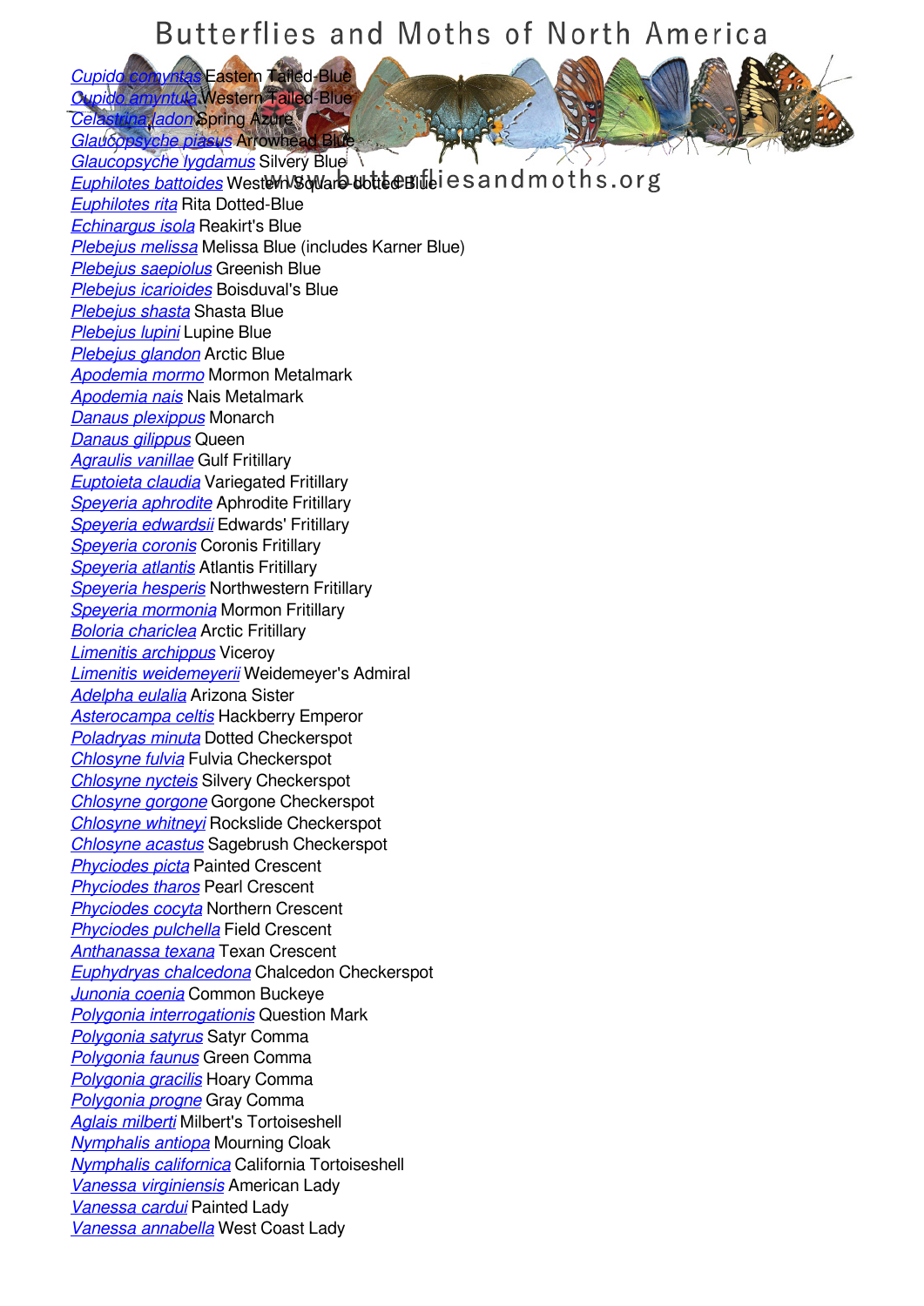# Butterflies and Moths of North America

www.butterfliesandmoths.org

*Cupido comyntas* Eastern Tailed-Blue
*Cupido amyntula* Western Tailed-Blue
*Celastrina ladon* Spring Azure
*Glaucopsyche piasus* Arrowhead Blue
*Glaucopsyche lygdamus* Silvery Blue
*Euphilotes battoides* Western Square-dotted Blue
*Euphilotes rita* Rita Dotted-Blue
*Echinargus isola* Reakirt's Blue
*Plebejus melissa* Melissa Blue (includes Karner Blue)
*Plebejus saepiolus* Greenish Blue
*Plebejus icarioides* Boisduval's Blue
*Plebejus shasta* Shasta Blue
*Plebejus lupini* Lupine Blue
*Plebejus glandon* Arctic Blue
*Apodemia mormo* Mormon Metalmark
*Apodemia nais* Nais Metalmark
*Danaus plexippus* Monarch
*Danaus gilippus* Queen
*Agraulis vanillae* Gulf Fritillary
*Euptoieta claudia* Variegated Fritillary
*Speyeria aphrodite* Aphrodite Fritillary
*Speyeria edwardsii* Edwards' Fritillary
*Speyeria coronis* Coronis Fritillary
*Speyeria atlantis* Atlantis Fritillary
*Speyeria hesperis* Northwestern Fritillary
*Speyeria mormonia* Mormon Fritillary
*Boloria chariclea* Arctic Fritillary
*Limenitis archippus* Viceroy
*Limenitis weidemeyerii* Weidemeyer's Admiral
*Adelpha eulalia* Arizona Sister
*Asterocampa celtis* Hackberry Emperor
*Poladryas minuta* Dotted Checkerspot
*Chlosyne fulvia* Fulvia Checkerspot
*Chlosyne nycteis* Silvery Checkerspot
*Chlosyne gorgone* Gorgone Checkerspot
*Chlosyne whitneyi* Rockslide Checkerspot
*Chlosyne acastus* Sagebrush Checkerspot
*Phyciodes picta* Painted Crescent
*Phyciodes tharos* Pearl Crescent
*Phyciodes cocyta* Northern Crescent
*Phyciodes pulchella* Field Crescent
*Anthanassa texana* Texan Crescent
*Euphydryas chalcedona* Chalcedon Checkerspot
*Junonia coenia* Common Buckeye
*Polygonia interrogationis* Question Mark
*Polygonia satyrus* Satyr Comma
*Polygonia faunus* Green Comma
*Polygonia gracilis* Hoary Comma
*Polygonia progne* Gray Comma
*Aglais milberti* Milbert's Tortoiseshell
*Nymphalis antiopa* Mourning Cloak
*Nymphalis californica* California Tortoiseshell
*Vanessa virginiensis* American Lady
*Vanessa cardui* Painted Lady
*Vanessa annabella* West Coast Lady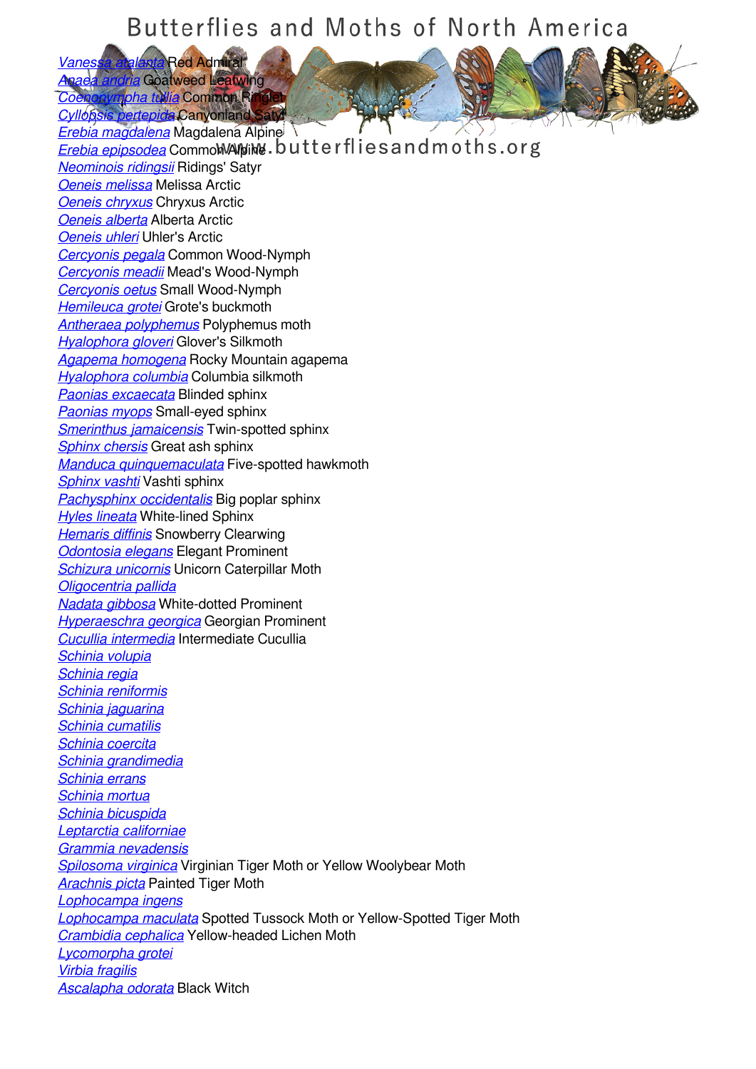# Butterflies and Moths of North America

www.butterfliesandmoths.org

*Vanessa atalanta* Red Admiral
*Anaea andria* Goatweed Leafwing
*Coenonympha tullia* Common Ringlet
*Cyllopsis pertepida* Canyonland Satyr
*Erebia magdalena* Magdalena Alpine
*Erebia epipsodea* Common Alpine
*Neominois ridingsii* Ridings' Satyr
*Oeneis melissa* Melissa Arctic
*Oeneis chryxus* Chryxus Arctic
*Oeneis alberta* Alberta Arctic
*Oeneis uhleri* Uhler's Arctic
*Cercyonis pegala* Common Wood-Nymph
*Cercyonis meadii* Mead's Wood-Nymph
*Cercyonis oetus* Small Wood-Nymph
*Hemileuca grotei* Grote's buckmoth
*Antheraea polyphemus* Polyphemus moth
*Hyalophora gloveri* Glover's Silkmoth
*Agapema homogena* Rocky Mountain agapema
*Hyalophora columbia* Columbia silkmoth
*Paonias excaecata* Blinded sphinx
*Paonias myops* Small-eyed sphinx
*Smerinthus jamaicensis* Twin-spotted sphinx
*Sphinx chersis* Great ash sphinx
*Manduca quinquemaculata* Five-spotted hawkmoth
*Sphinx vashti* Vashti sphinx
*Pachysphinx occidentalis* Big poplar sphinx
*Hyles lineata* White-lined Sphinx
*Hemaris diffinis* Snowberry Clearwing
*Odontosia elegans* Elegant Prominent
*Schizura unicornis* Unicorn Caterpillar Moth
*Oligocentria pallida*
*Nadata gibbosa* White-dotted Prominent
*Hyperaeschra georgica* Georgian Prominent
*Cucullia intermedia* Intermediate Cucullia
*Schinia volupia*
*Schinia regia*
*Schinia reniformis*
*Schinia jaguarina*
*Schinia cumatilis*
*Schinia coercita*
*Schinia grandimedia*
*Schinia errans*
*Schinia mortua*
*Schinia bicuspida*
*Leptarctia californiae*
*Grammia nevadensis*
*Spilosoma virginica* Virginian Tiger Moth or Yellow Woolybear Moth
*Arachnis picta* Painted Tiger Moth
*Lophocampa ingens*
*Lophocampa maculata* Spotted Tussock Moth or Yellow-Spotted Tiger Moth
*Crambidia cephalica* Yellow-headed Lichen Moth
*Lycomorpha grotei*
*Virbia fragilis*
*Ascalapha odorata* Black Witch